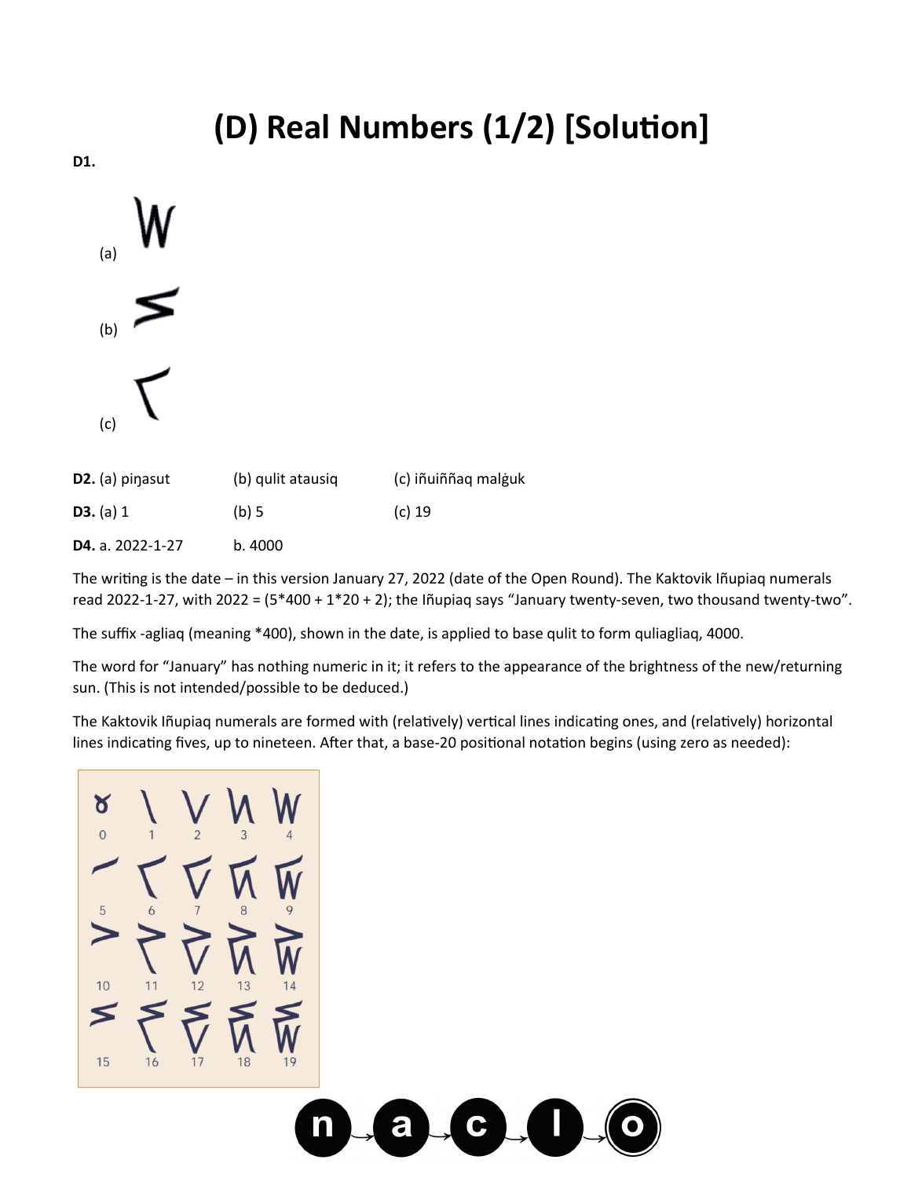# (D) Real Numbers (1/2) [Solution]

**D1.**

(a)

(b)

(c)

**D2.** (a) piŋasut (b) qulit atausiq (c) iñuiññaq malġuk

**D3.** (a) 1 (b) 5 (c) 19

**D4.** a. 2022-1-27 b. 4000

The writing is the date – in this version January 27, 2022 (date of the Open Round). The Kaktovik Iñupiaq numerals read 2022-1-27, with 2022 = (5*400 + 1*20 + 2); the Iñupiaq says "January twenty-seven, two thousand twenty-two".

The suffix -agliaq (meaning *400), shown in the date, is applied to base qulit to form quliagliaq, 4000.

The word for "January" has nothing numeric in it; it refers to the appearance of the brightness of the new/returning sun. (This is not intended/possible to be deduced.)

The Kaktovik Iñupiaq numerals are formed with (relatively) vertical lines indicating ones, and (relatively) horizontal lines indicating fives, up to nineteen. After that, a base-20 positional notation begins (using zero as needed):

| | | | | |
|---|---|---|---|---|
| 0 | 1 | 2 | 3 | 4 |
| 5 | 6 | 7 | 8 | 9 |
| 10 | 11 | 12 | 13 | 14 |
| 15 | 16 | 17 | 18 | 19 |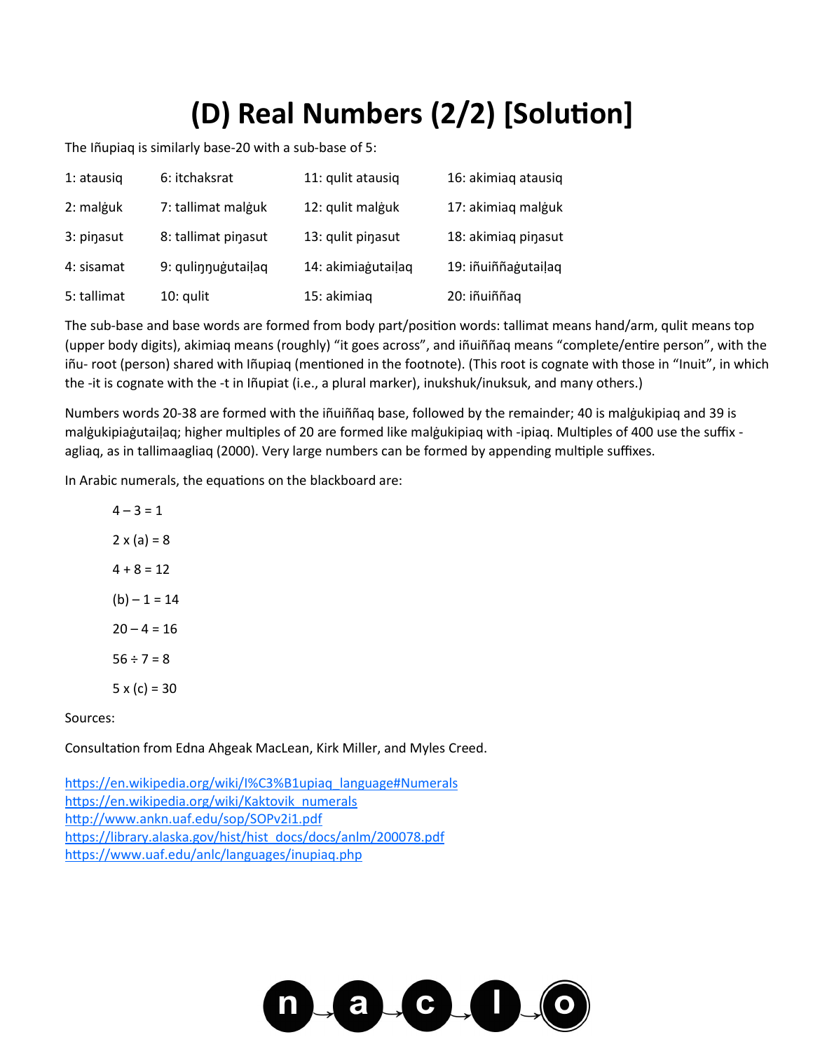# (D) Real Numbers (2/2) [Solution]

The Iñupiaq is similarly base-20 with a sub-base of 5:

| | | | |
|---|---|---|---|
| 1: atausiq | 6: itchaksrat | 11: qulit atausiq | 16: akimiaq atausiq |
| 2: malġuk | 7: tallimat malġuk | 12: qulit malġuk | 17: akimiaq malġuk |
| 3: piŋasut | 8: tallimat piŋasut | 13: qulit piŋasut | 18: akimiaq piŋasut |
| 4: sisamat | 9: quliŋŋuġutaiḷaq | 14: akimiaġutaiḷaq | 19: iñuiññaġutaiḷaq |
| 5: tallimat | 10: qulit | 15: akimiaq | 20: iñuiññaq |

The sub-base and base words are formed from body part/position words: tallimat means hand/arm, qulit means top (upper body digits), akimiaq means (roughly) "it goes across", and iñuiññaq means "complete/entire person", with the iñu- root (person) shared with Iñupiaq (mentioned in the footnote). (This root is cognate with those in "Inuit", in which the -it is cognate with the -t in Iñupiat (i.e., a plural marker), inukshuk/inuksuk, and many others.)

Numbers words 20-38 are formed with the iñuiññaq base, followed by the remainder; 40 is malġukipiaq and 39 is malġukipiaġutaiḷaq; higher multiples of 20 are formed like malġukipiaq with -ipiaq. Multiples of 400 use the suffix -agliaq, as in tallimaagliaq (2000). Very large numbers can be formed by appending multiple suffixes.

In Arabic numerals, the equations on the blackboard are:

$4 - 3 = 1$

$2 \times (a) = 8$

$4 + 8 = 12$

$(b) - 1 = 14$

$20 - 4 = 16$

$56 \div 7 = 8$

$5 \times (c) = 30$

Sources:

Consultation from Edna Ahgeak MacLean, Kirk Miller, and Myles Creed.

https://en.wikipedia.org/wiki/I%C3%B1upiaq_language#Numerals
https://en.wikipedia.org/wiki/Kaktovik_numerals
http://www.ankn.uaf.edu/sop/SOPv2i1.pdf
https://library.alaska.gov/hist/hist_docs/docs/anlm/200078.pdf
https://www.uaf.edu/anlc/languages/inupiaq.php